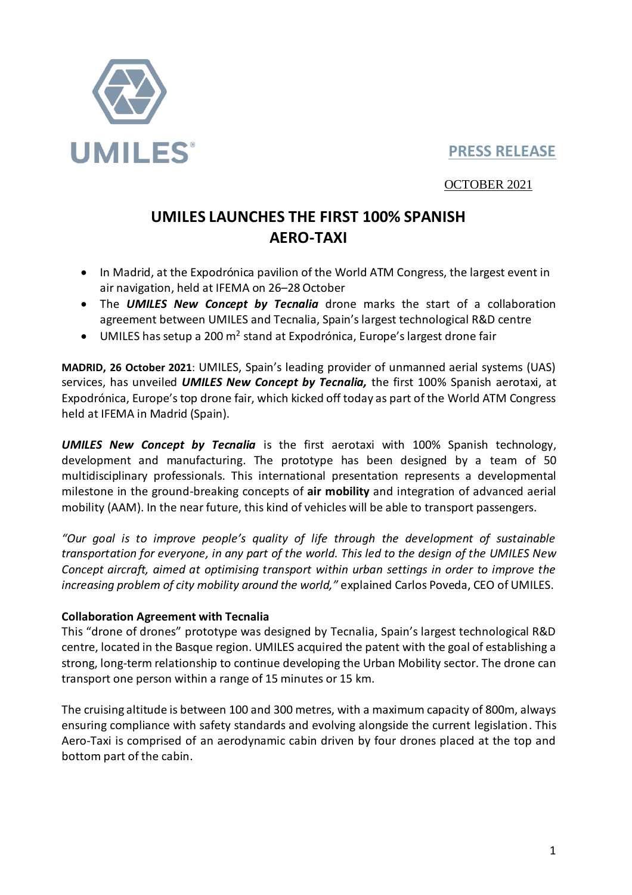UMILES

**PRESS RELEASE**

OCTOBER 2021

# UMILES LAUNCHES THE FIRST 100% SPANISH AERO-TAXI

- In Madrid, at the Expodrónica pavilion of the World ATM Congress, the largest event in air navigation, held at IFEMA on 26–28 October
- The ***UMILES New Concept by Tecnalia*** drone marks the start of a collaboration agreement between UMILES and Tecnalia, Spain's largest technological R&D centre
- UMILES has setup a 200 m$^2$ stand at Expodrónica, Europe's largest drone fair

**MADRID, 26 October 2021**: UMILES, Spain's leading provider of unmanned aerial systems (UAS) services, has unveiled ***UMILES New Concept by Tecnalia,*** the first 100% Spanish aerotaxi, at Expodrónica, Europe's top drone fair, which kicked off today as part of the World ATM Congress held at IFEMA in Madrid (Spain).

***UMILES New Concept by Tecnalia*** is the first aerotaxi with 100% Spanish technology, development and manufacturing. The prototype has been designed by a team of 50 multidisciplinary professionals. This international presentation represents a developmental milestone in the ground-breaking concepts of **air mobility** and integration of advanced aerial mobility (AAM). In the near future, this kind of vehicles will be able to transport passengers.

*"Our goal is to improve people's quality of life through the development of sustainable transportation for everyone, in any part of the world. This led to the design of the UMILES New Concept aircraft, aimed at optimising transport within urban settings in order to improve the increasing problem of city mobility around the world,"* explained Carlos Poveda, CEO of UMILES.

**Collaboration Agreement with Tecnalia**

This "drone of drones" prototype was designed by Tecnalia, Spain's largest technological R&D centre, located in the Basque region. UMILES acquired the patent with the goal of establishing a strong, long-term relationship to continue developing the Urban Mobility sector. The drone can transport one person within a range of 15 minutes or 15 km.

The cruising altitude is between 100 and 300 metres, with a maximum capacity of 800m, always ensuring compliance with safety standards and evolving alongside the current legislation. This Aero-Taxi is comprised of an aerodynamic cabin driven by four drones placed at the top and bottom part of the cabin.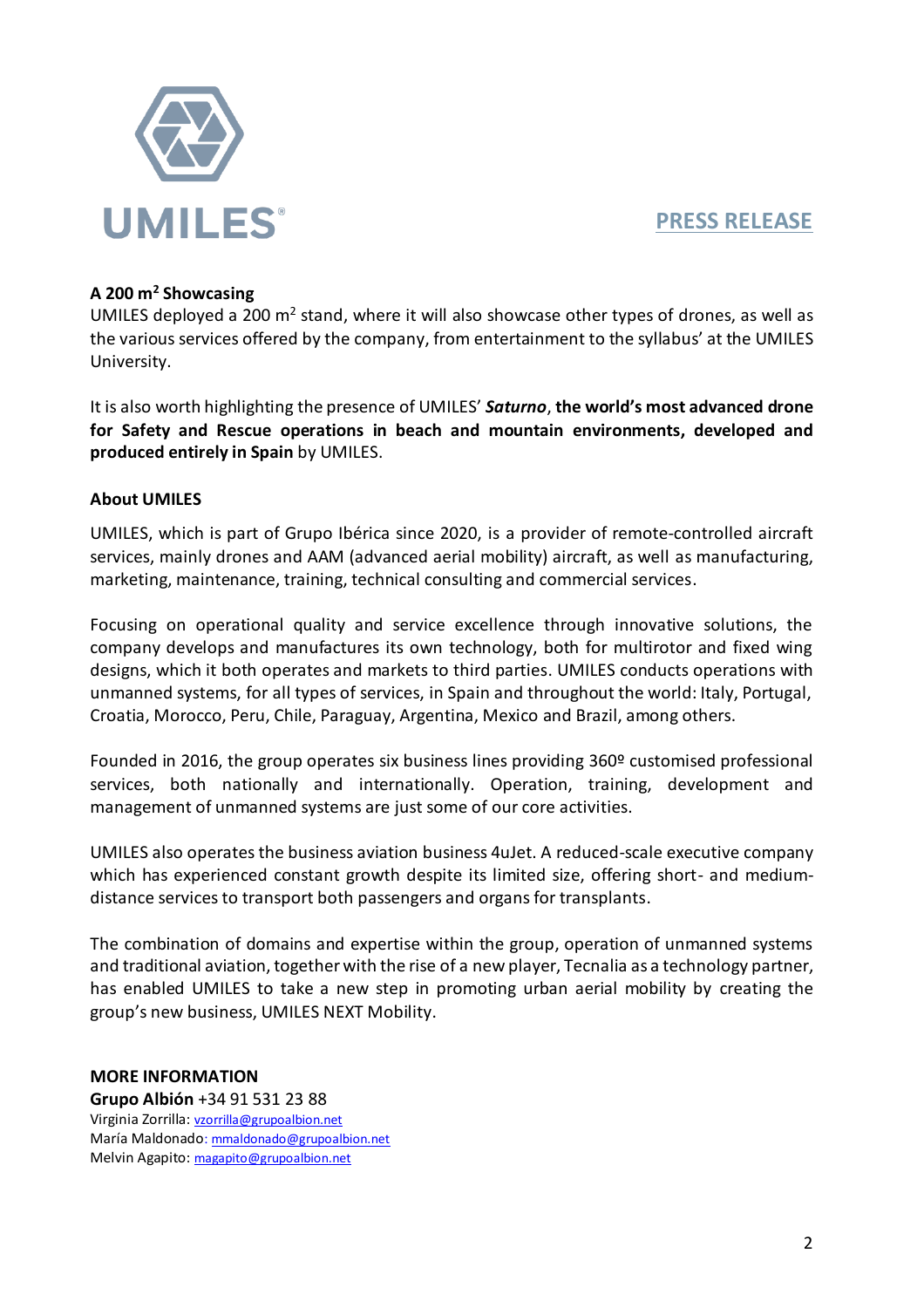PRESS RELEASE

**A 200 m$^2$ Showcasing**

UMILES deployed a 200 m$^2$ stand, where it will also showcase other types of drones, as well as the various services offered by the company, from entertainment to the syllabus' at the UMILES University.

It is also worth highlighting the presence of UMILES' ***Saturno***, **the world's most advanced drone for Safety and Rescue operations in beach and mountain environments, developed and produced entirely in Spain** by UMILES.

**About UMILES**

UMILES, which is part of Grupo Ibérica since 2020, is a provider of remote-controlled aircraft services, mainly drones and AAM (advanced aerial mobility) aircraft, as well as manufacturing, marketing, maintenance, training, technical consulting and commercial services.

Focusing on operational quality and service excellence through innovative solutions, the company develops and manufactures its own technology, both for multirotor and fixed wing designs, which it both operates and markets to third parties. UMILES conducts operations with unmanned systems, for all types of services, in Spain and throughout the world: Italy, Portugal, Croatia, Morocco, Peru, Chile, Paraguay, Argentina, Mexico and Brazil, among others.

Founded in 2016, the group operates six business lines providing 360º customised professional services, both nationally and internationally. Operation, training, development and management of unmanned systems are just some of our core activities.

UMILES also operates the business aviation business 4uJet. A reduced-scale executive company which has experienced constant growth despite its limited size, offering short- and medium-distance services to transport both passengers and organs for transplants.

The combination of domains and expertise within the group, operation of unmanned systems and traditional aviation, together with the rise of a new player, Tecnalia as a technology partner, has enabled UMILES to take a new step in promoting urban aerial mobility by creating the group's new business, UMILES NEXT Mobility.

**MORE INFORMATION**
**Grupo Albión** +34 91 531 23 88
Virginia Zorrilla: vzorrilla@grupoalbion.net
María Maldonado: mmaldonado@grupoalbion.net
Melvin Agapito: magapito@grupoalbion.net